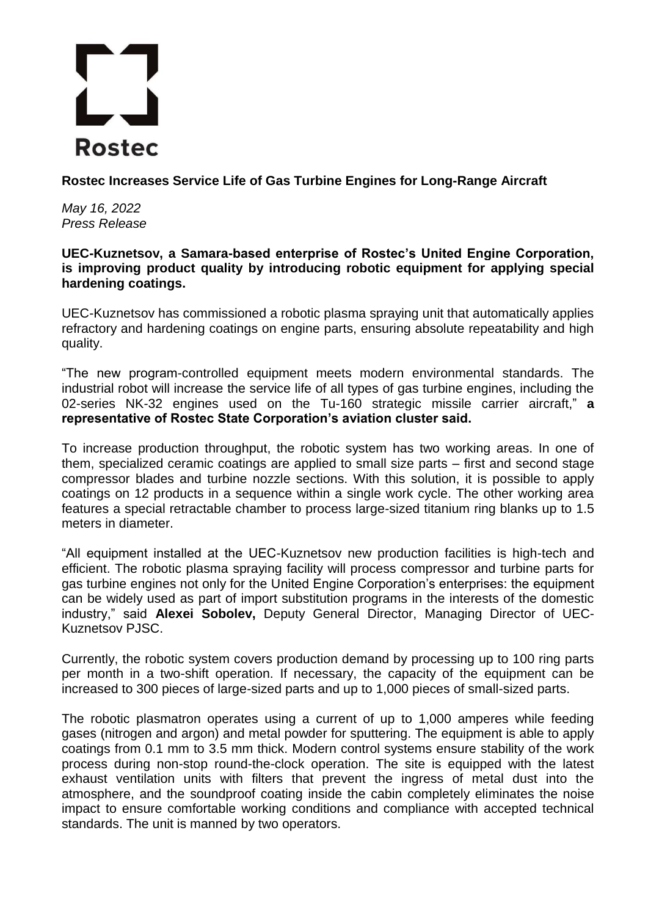Rostec

**Rostec Increases Service Life of Gas Turbine Engines for Long-Range Aircraft**

*May 16, 2022*
*Press Release*

**UEC-Kuznetsov, a Samara-based enterprise of Rostec's United Engine Corporation, is improving product quality by introducing robotic equipment for applying special hardening coatings.**

UEC-Kuznetsov has commissioned a robotic plasma spraying unit that automatically applies refractory and hardening coatings on engine parts, ensuring absolute repeatability and high quality.

"The new program-controlled equipment meets modern environmental standards. The industrial robot will increase the service life of all types of gas turbine engines, including the 02-series NK-32 engines used on the Tu-160 strategic missile carrier aircraft," **a representative of Rostec State Corporation's aviation cluster said.**

To increase production throughput, the robotic system has two working areas. In one of them, specialized ceramic coatings are applied to small size parts – first and second stage compressor blades and turbine nozzle sections. With this solution, it is possible to apply coatings on 12 products in a sequence within a single work cycle. The other working area features a special retractable chamber to process large-sized titanium ring blanks up to 1.5 meters in diameter.

"All equipment installed at the UEC-Kuznetsov new production facilities is high-tech and efficient. The robotic plasma spraying facility will process compressor and turbine parts for gas turbine engines not only for the United Engine Corporation's enterprises: the equipment can be widely used as part of import substitution programs in the interests of the domestic industry," said **Alexei Sobolev,** Deputy General Director, Managing Director of UEC-Kuznetsov PJSC.

Currently, the robotic system covers production demand by processing up to 100 ring parts per month in a two-shift operation. If necessary, the capacity of the equipment can be increased to 300 pieces of large-sized parts and up to 1,000 pieces of small-sized parts.

The robotic plasmatron operates using a current of up to 1,000 amperes while feeding gases (nitrogen and argon) and metal powder for sputtering. The equipment is able to apply coatings from 0.1 mm to 3.5 mm thick. Modern control systems ensure stability of the work process during non-stop round-the-clock operation. The site is equipped with the latest exhaust ventilation units with filters that prevent the ingress of metal dust into the atmosphere, and the soundproof coating inside the cabin completely eliminates the noise impact to ensure comfortable working conditions and compliance with accepted technical standards. The unit is manned by two operators.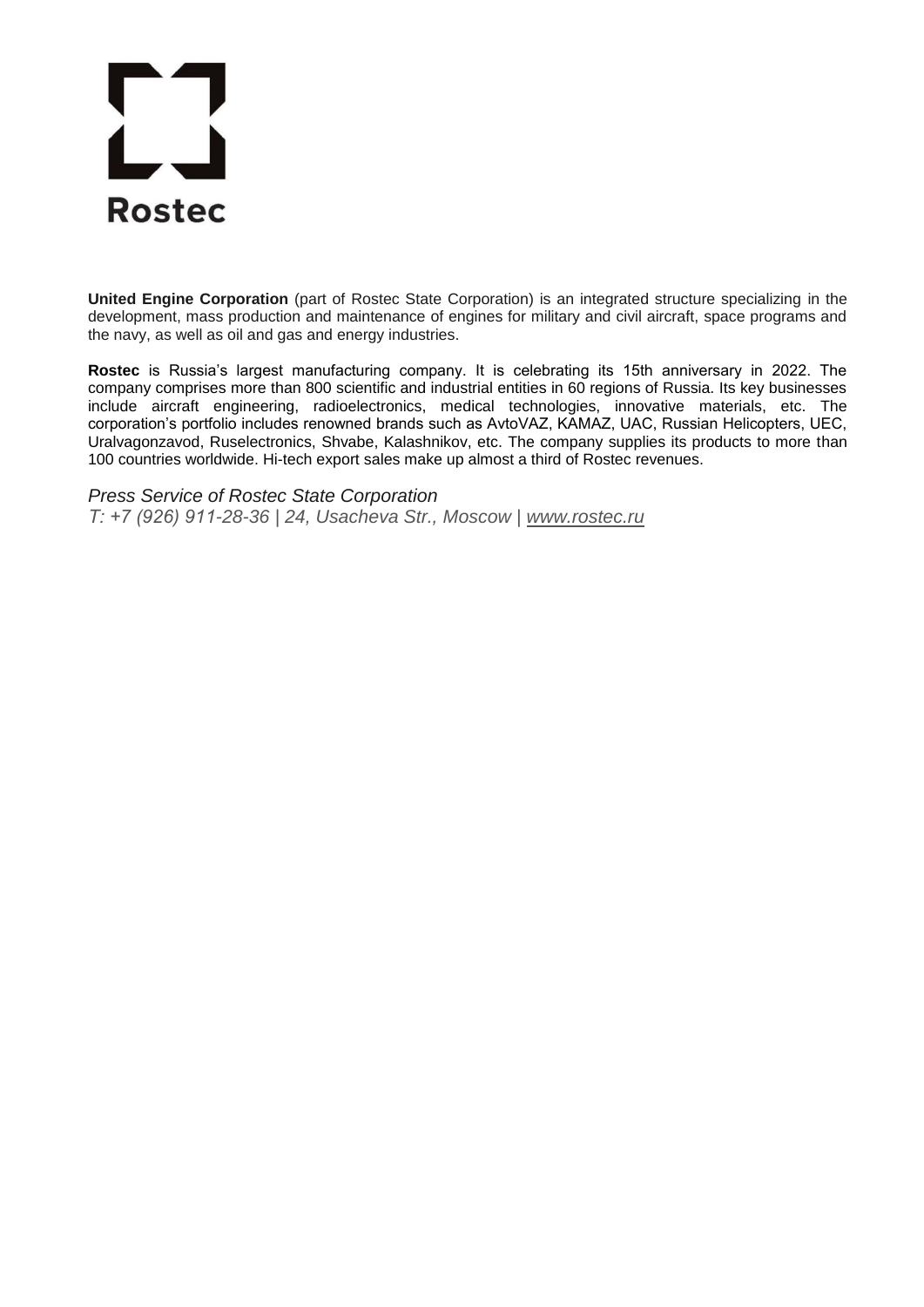Rostec

**United Engine Corporation** (part of Rostec State Corporation) is an integrated structure specializing in the development, mass production and maintenance of engines for military and civil aircraft, space programs and the navy, as well as oil and gas and energy industries.

**Rostec** is Russia's largest manufacturing company. It is celebrating its 15th anniversary in 2022. The company comprises more than 800 scientific and industrial entities in 60 regions of Russia. Its key businesses include aircraft engineering, radioelectronics, medical technologies, innovative materials, etc. The corporation's portfolio includes renowned brands such as AvtoVAZ, KAMAZ, UAC, Russian Helicopters, UEC, Uralvagonzavod, Ruselectronics, Shvabe, Kalashnikov, etc. The company supplies its products to more than 100 countries worldwide. Hi-tech export sales make up almost a third of Rostec revenues.

*Press Service of Rostec State Corporation*
*T: +7 (926) 911-28-36 | 24, Usacheva Str., Moscow | www.rostec.ru*